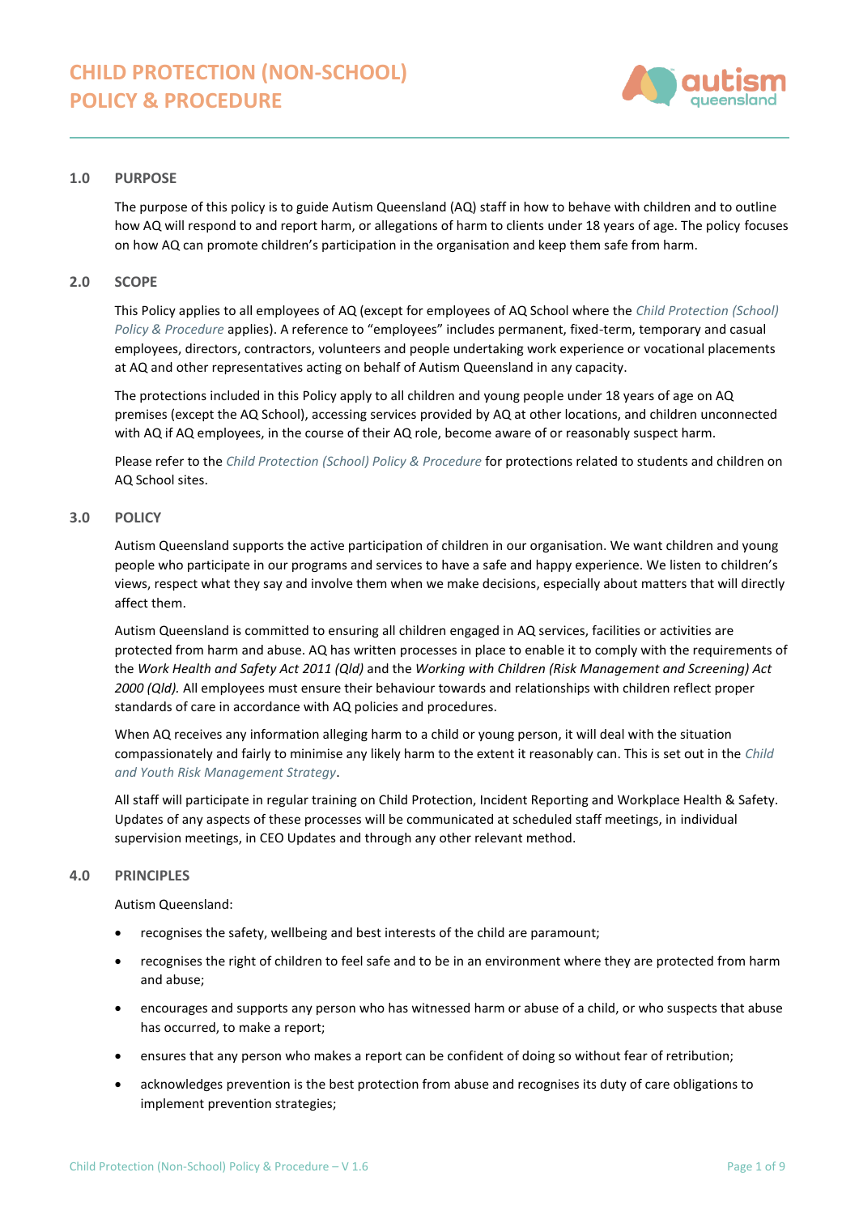# CHILD PROTECTION (NON-SCHOOL) POLICY & PROCEDURE

## 1.0 PURPOSE

The purpose of this policy is to guide Autism Queensland (AQ) staff in how to behave with children and to outline how AQ will respond to and report harm, or allegations of harm to clients under 18 years of age. The policy focuses on how AQ can promote children's participation in the organisation and keep them safe from harm.

## 2.0 SCOPE

This Policy applies to all employees of AQ (except for employees of AQ School where the *Child Protection (School) Policy & Procedure* applies). A reference to "employees" includes permanent, fixed-term, temporary and casual employees, directors, contractors, volunteers and people undertaking work experience or vocational placements at AQ and other representatives acting on behalf of Autism Queensland in any capacity.

The protections included in this Policy apply to all children and young people under 18 years of age on AQ premises (except the AQ School), accessing services provided by AQ at other locations, and children unconnected with AQ if AQ employees, in the course of their AQ role, become aware of or reasonably suspect harm.

Please refer to the *Child Protection (School) Policy & Procedure* for protections related to students and children on AQ School sites.

## 3.0 POLICY

Autism Queensland supports the active participation of children in our organisation. We want children and young people who participate in our programs and services to have a safe and happy experience. We listen to children's views, respect what they say and involve them when we make decisions, especially about matters that will directly affect them.

Autism Queensland is committed to ensuring all children engaged in AQ services, facilities or activities are protected from harm and abuse. AQ has written processes in place to enable it to comply with the requirements of the *Work Health and Safety Act 2011 (Qld)* and the *Working with Children (Risk Management and Screening) Act 2000 (Qld).* All employees must ensure their behaviour towards and relationships with children reflect proper standards of care in accordance with AQ policies and procedures.

When AQ receives any information alleging harm to a child or young person, it will deal with the situation compassionately and fairly to minimise any likely harm to the extent it reasonably can. This is set out in the *Child and Youth Risk Management Strategy*.

All staff will participate in regular training on Child Protection, Incident Reporting and Workplace Health & Safety. Updates of any aspects of these processes will be communicated at scheduled staff meetings, in individual supervision meetings, in CEO Updates and through any other relevant method.

## 4.0 PRINCIPLES

Autism Queensland:

- recognises the safety, wellbeing and best interests of the child are paramount;
- recognises the right of children to feel safe and to be in an environment where they are protected from harm and abuse;
- encourages and supports any person who has witnessed harm or abuse of a child, or who suspects that abuse has occurred, to make a report;
- ensures that any person who makes a report can be confident of doing so without fear of retribution;
- acknowledges prevention is the best protection from abuse and recognises its duty of care obligations to implement prevention strategies;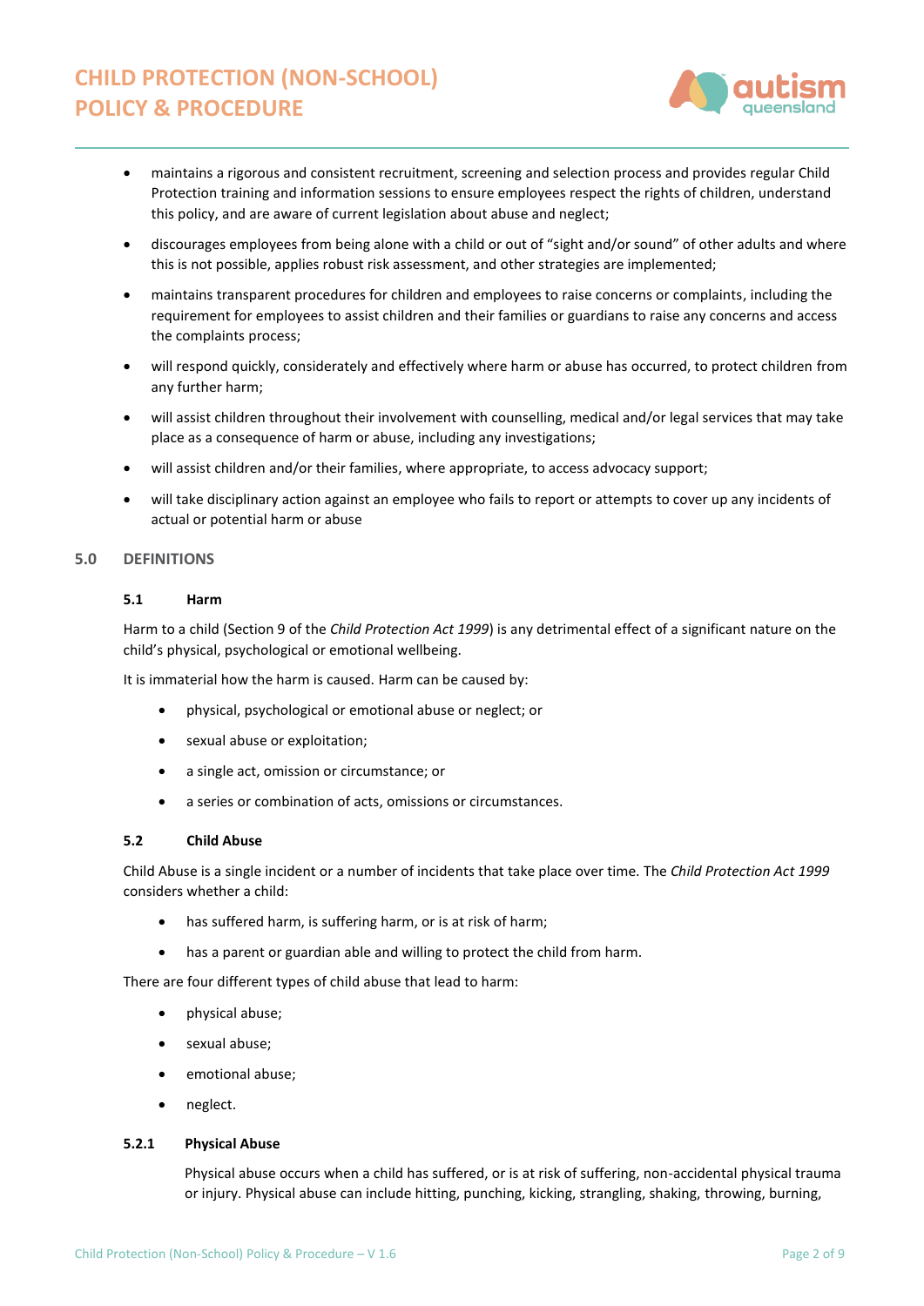- maintains a rigorous and consistent recruitment, screening and selection process and provides regular Child Protection training and information sessions to ensure employees respect the rights of children, understand this policy, and are aware of current legislation about abuse and neglect;
- discourages employees from being alone with a child or out of "sight and/or sound" of other adults and where this is not possible, applies robust risk assessment, and other strategies are implemented;
- maintains transparent procedures for children and employees to raise concerns or complaints, including the requirement for employees to assist children and their families or guardians to raise any concerns and access the complaints process;
- will respond quickly, considerately and effectively where harm or abuse has occurred, to protect children from any further harm;
- will assist children throughout their involvement with counselling, medical and/or legal services that may take place as a consequence of harm or abuse, including any investigations;
- will assist children and/or their families, where appropriate, to access advocacy support;
- will take disciplinary action against an employee who fails to report or attempts to cover up any incidents of actual or potential harm or abuse

## 5.0 DEFINITIONS

### 5.1 Harm

Harm to a child (Section 9 of the *Child Protection Act 1999*) is any detrimental effect of a significant nature on the child's physical, psychological or emotional wellbeing.

It is immaterial how the harm is caused. Harm can be caused by:

- physical, psychological or emotional abuse or neglect; or
- sexual abuse or exploitation;
- a single act, omission or circumstance; or
- a series or combination of acts, omissions or circumstances.

### 5.2 Child Abuse

Child Abuse is a single incident or a number of incidents that take place over time. The *Child Protection Act 1999* considers whether a child:

- has suffered harm, is suffering harm, or is at risk of harm;
- has a parent or guardian able and willing to protect the child from harm.

There are four different types of child abuse that lead to harm:

- physical abuse;
- sexual abuse;
- emotional abuse;
- neglect.

#### 5.2.1 Physical Abuse

Physical abuse occurs when a child has suffered, or is at risk of suffering, non-accidental physical trauma or injury. Physical abuse can include hitting, punching, kicking, strangling, shaking, throwing, burning,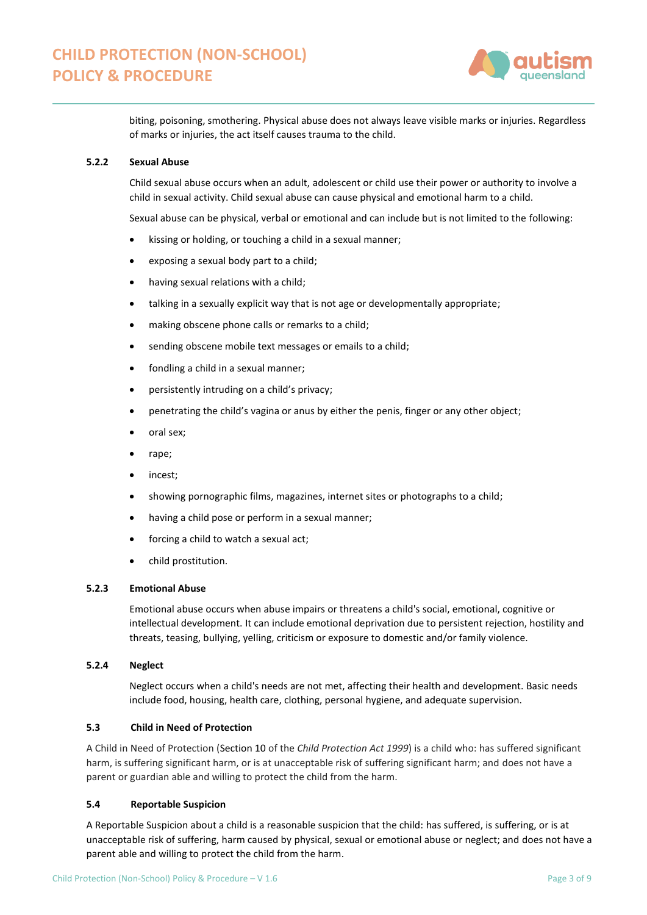biting, poisoning, smothering. Physical abuse does not always leave visible marks or injuries. Regardless of marks or injuries, the act itself causes trauma to the child.

#### 5.2.2 Sexual Abuse

Child sexual abuse occurs when an adult, adolescent or child use their power or authority to involve a child in sexual activity. Child sexual abuse can cause physical and emotional harm to a child.

Sexual abuse can be physical, verbal or emotional and can include but is not limited to the following:

- kissing or holding, or touching a child in a sexual manner;
- exposing a sexual body part to a child;
- having sexual relations with a child;
- talking in a sexually explicit way that is not age or developmentally appropriate;
- making obscene phone calls or remarks to a child;
- sending obscene mobile text messages or emails to a child;
- fondling a child in a sexual manner;
- persistently intruding on a child's privacy;
- penetrating the child's vagina or anus by either the penis, finger or any other object;
- oral sex;
- rape;
- incest;
- showing pornographic films, magazines, internet sites or photographs to a child;
- having a child pose or perform in a sexual manner;
- forcing a child to watch a sexual act;
- child prostitution.

#### 5.2.3 Emotional Abuse

Emotional abuse occurs when abuse impairs or threatens a child's social, emotional, cognitive or intellectual development. It can include emotional deprivation due to persistent rejection, hostility and threats, teasing, bullying, yelling, criticism or exposure to domestic and/or family violence.

#### 5.2.4 Neglect

Neglect occurs when a child's needs are not met, affecting their health and development. Basic needs include food, housing, health care, clothing, personal hygiene, and adequate supervision.

### 5.3 Child in Need of Protection

A Child in Need of Protection (Section 10 of the *Child Protection Act 1999*) is a child who: has suffered significant harm, is suffering significant harm, or is at unacceptable risk of suffering significant harm; and does not have a parent or guardian able and willing to protect the child from the harm.

### 5.4 Reportable Suspicion

A Reportable Suspicion about a child is a reasonable suspicion that the child: has suffered, is suffering, or is at unacceptable risk of suffering, harm caused by physical, sexual or emotional abuse or neglect; and does not have a parent able and willing to protect the child from the harm.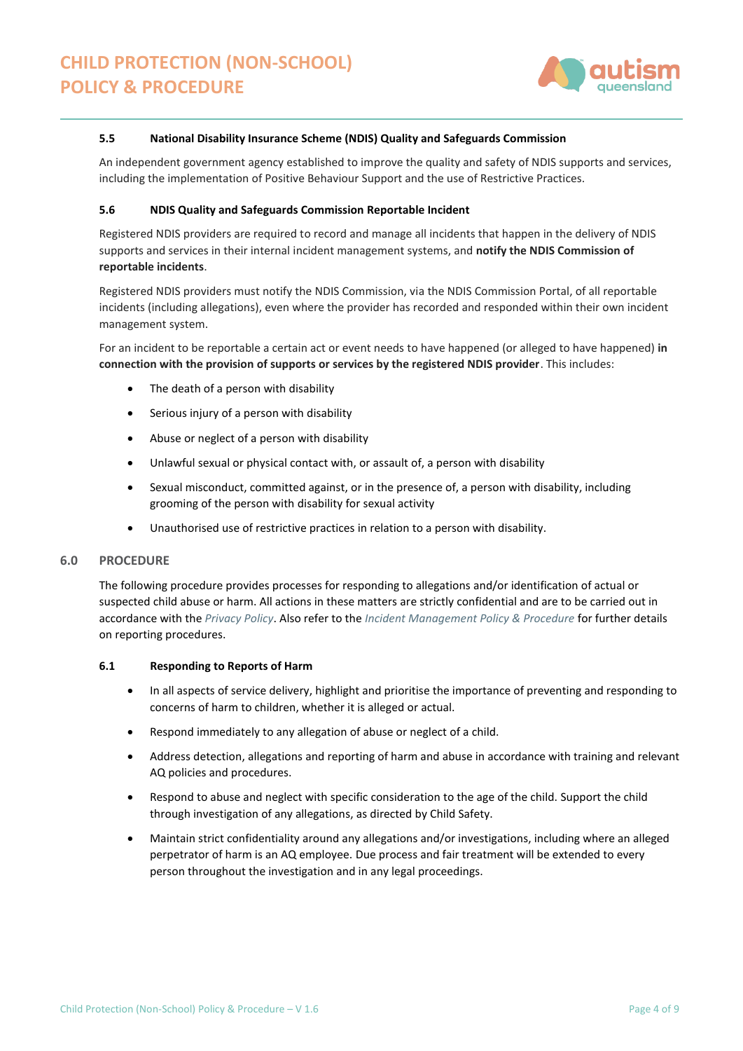### 5.5 National Disability Insurance Scheme (NDIS) Quality and Safeguards Commission

An independent government agency established to improve the quality and safety of NDIS supports and services, including the implementation of Positive Behaviour Support and the use of Restrictive Practices.

### 5.6 NDIS Quality and Safeguards Commission Reportable Incident

Registered NDIS providers are required to record and manage all incidents that happen in the delivery of NDIS supports and services in their internal incident management systems, and **notify the NDIS Commission of reportable incidents**.

Registered NDIS providers must notify the NDIS Commission, via the NDIS Commission Portal, of all reportable incidents (including allegations), even where the provider has recorded and responded within their own incident management system.

For an incident to be reportable a certain act or event needs to have happened (or alleged to have happened) **in connection with the provision of supports or services by the registered NDIS provider**. This includes:

- The death of a person with disability
- Serious injury of a person with disability
- Abuse or neglect of a person with disability
- Unlawful sexual or physical contact with, or assault of, a person with disability
- Sexual misconduct, committed against, or in the presence of, a person with disability, including grooming of the person with disability for sexual activity
- Unauthorised use of restrictive practices in relation to a person with disability.

## 6.0 PROCEDURE

The following procedure provides processes for responding to allegations and/or identification of actual or suspected child abuse or harm. All actions in these matters are strictly confidential and are to be carried out in accordance with the *Privacy Policy*. Also refer to the *Incident Management Policy & Procedure* for further details on reporting procedures.

### 6.1 Responding to Reports of Harm

- In all aspects of service delivery, highlight and prioritise the importance of preventing and responding to concerns of harm to children, whether it is alleged or actual.
- Respond immediately to any allegation of abuse or neglect of a child.
- Address detection, allegations and reporting of harm and abuse in accordance with training and relevant AQ policies and procedures.
- Respond to abuse and neglect with specific consideration to the age of the child. Support the child through investigation of any allegations, as directed by Child Safety.
- Maintain strict confidentiality around any allegations and/or investigations, including where an alleged perpetrator of harm is an AQ employee. Due process and fair treatment will be extended to every person throughout the investigation and in any legal proceedings.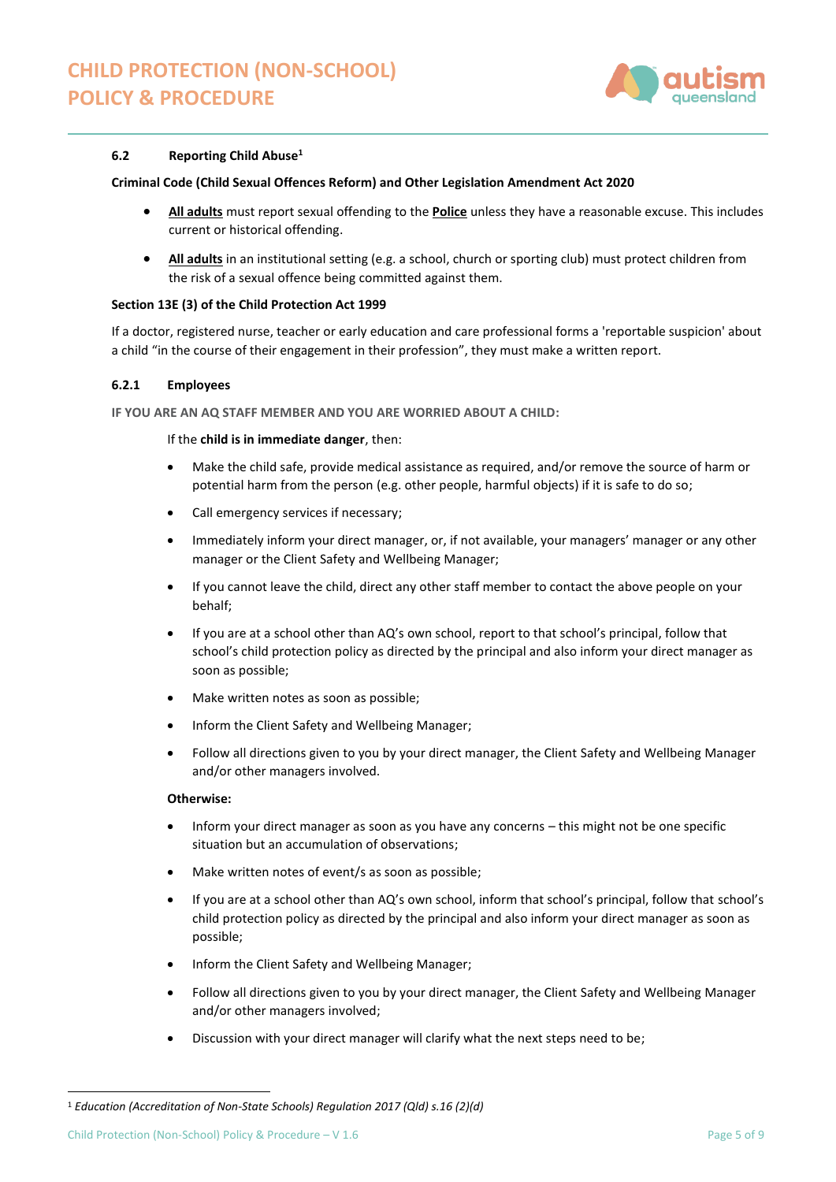### 6.2 Reporting Child Abuse[1]

**Criminal Code (Child Sexual Offences Reform) and Other Legislation Amendment Act 2020**

- **All adults** must report sexual offending to the **Police** unless they have a reasonable excuse. This includes current or historical offending.
- **All adults** in an institutional setting (e.g. a school, church or sporting club) must protect children from the risk of a sexual offence being committed against them.

**Section 13E (3) of the Child Protection Act 1999**

If a doctor, registered nurse, teacher or early education and care professional forms a 'reportable suspicion' about a child "in the course of their engagement in their profession", they must make a written report.

#### 6.2.1 Employees

IF YOU ARE AN AQ STAFF MEMBER AND YOU ARE WORRIED ABOUT A CHILD:

If the **child is in immediate danger**, then:

- Make the child safe, provide medical assistance as required, and/or remove the source of harm or potential harm from the person (e.g. other people, harmful objects) if it is safe to do so;
- Call emergency services if necessary;
- Immediately inform your direct manager, or, if not available, your managers' manager or any other manager or the Client Safety and Wellbeing Manager;
- If you cannot leave the child, direct any other staff member to contact the above people on your behalf;
- If you are at a school other than AQ's own school, report to that school's principal, follow that school's child protection policy as directed by the principal and also inform your direct manager as soon as possible;
- Make written notes as soon as possible;
- Inform the Client Safety and Wellbeing Manager;
- Follow all directions given to you by your direct manager, the Client Safety and Wellbeing Manager and/or other managers involved.

**Otherwise:**

- Inform your direct manager as soon as you have any concerns – this might not be one specific situation but an accumulation of observations;
- Make written notes of event/s as soon as possible;
- If you are at a school other than AQ's own school, inform that school's principal, follow that school's child protection policy as directed by the principal and also inform your direct manager as soon as possible;
- Inform the Client Safety and Wellbeing Manager;
- Follow all directions given to you by your direct manager, the Client Safety and Wellbeing Manager and/or other managers involved;
- Discussion with your direct manager will clarify what the next steps need to be;

[1] *Education (Accreditation of Non-State Schools) Regulation 2017 (Qld) s.16 (2)(d)*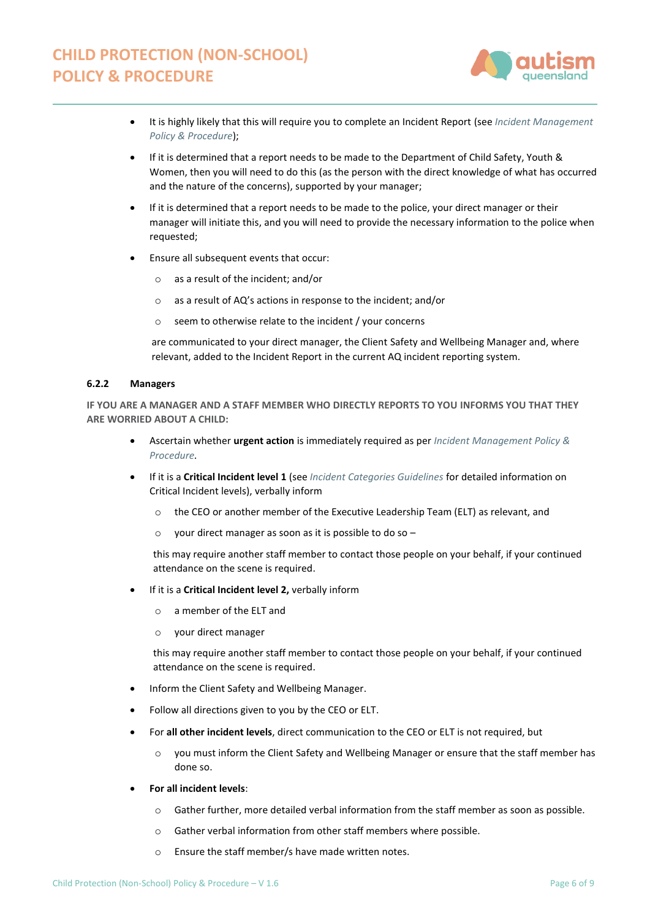- It is highly likely that this will require you to complete an Incident Report (see *Incident Management Policy & Procedure*);
- If it is determined that a report needs to be made to the Department of Child Safety, Youth & Women, then you will need to do this (as the person with the direct knowledge of what has occurred and the nature of the concerns), supported by your manager;
- If it is determined that a report needs to be made to the police, your direct manager or their manager will initiate this, and you will need to provide the necessary information to the police when requested;
- Ensure all subsequent events that occur:
  - as a result of the incident; and/or
  - as a result of AQ's actions in response to the incident; and/or
  - seem to otherwise relate to the incident / your concerns

  are communicated to your direct manager, the Client Safety and Wellbeing Manager and, where relevant, added to the Incident Report in the current AQ incident reporting system.

#### 6.2.2 Managers

**IF YOU ARE A MANAGER AND A STAFF MEMBER WHO DIRECTLY REPORTS TO YOU INFORMS YOU THAT THEY ARE WORRIED ABOUT A CHILD:**

- Ascertain whether **urgent action** is immediately required as per *Incident Management Policy & Procedure*.
- If it is a **Critical Incident level 1** (see *Incident Categories Guidelines* for detailed information on Critical Incident levels), verbally inform
  - the CEO or another member of the Executive Leadership Team (ELT) as relevant, and
  - your direct manager as soon as it is possible to do so –

  this may require another staff member to contact those people on your behalf, if your continued attendance on the scene is required.
- If it is a **Critical Incident level 2,** verbally inform
  - a member of the ELT and
  - your direct manager

  this may require another staff member to contact those people on your behalf, if your continued attendance on the scene is required.
- Inform the Client Safety and Wellbeing Manager.
- Follow all directions given to you by the CEO or ELT.
- For **all other incident levels**, direct communication to the CEO or ELT is not required, but
  - you must inform the Client Safety and Wellbeing Manager or ensure that the staff member has done so.
- **For all incident levels**:
  - Gather further, more detailed verbal information from the staff member as soon as possible.
  - Gather verbal information from other staff members where possible.
  - Ensure the staff member/s have made written notes.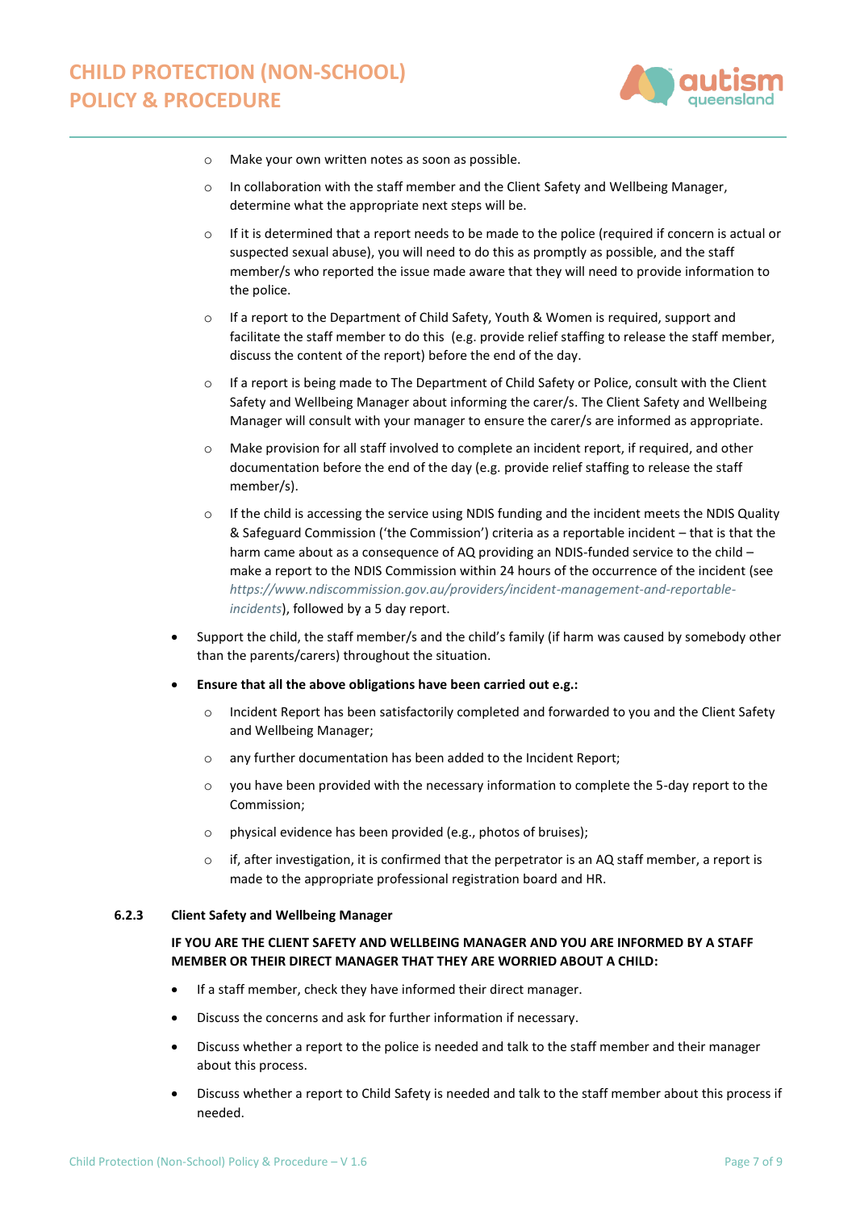- Make your own written notes as soon as possible.
    - In collaboration with the staff member and the Client Safety and Wellbeing Manager, determine what the appropriate next steps will be.
    - If it is determined that a report needs to be made to the police (required if concern is actual or suspected sexual abuse), you will need to do this as promptly as possible, and the staff member/s who reported the issue made aware that they will need to provide information to the police.
    - If a report to the Department of Child Safety, Youth & Women is required, support and facilitate the staff member to do this (e.g. provide relief staffing to release the staff member, discuss the content of the report) before the end of the day.
    - If a report is being made to The Department of Child Safety or Police, consult with the Client Safety and Wellbeing Manager about informing the carer/s. The Client Safety and Wellbeing Manager will consult with your manager to ensure the carer/s are informed as appropriate.
    - Make provision for all staff involved to complete an incident report, if required, and other documentation before the end of the day (e.g. provide relief staffing to release the staff member/s).
    - If the child is accessing the service using NDIS funding and the incident meets the NDIS Quality & Safeguard Commission ('the Commission') criteria as a reportable incident – that is that the harm came about as a consequence of AQ providing an NDIS-funded service to the child – make a report to the NDIS Commission within 24 hours of the occurrence of the incident (see *https://www.ndiscommission.gov.au/providers/incident-management-and-reportable-incidents*), followed by a 5 day report.
- Support the child, the staff member/s and the child's family (if harm was caused by somebody other than the parents/carers) throughout the situation.
- **Ensure that all the above obligations have been carried out e.g.:**
    - Incident Report has been satisfactorily completed and forwarded to you and the Client Safety and Wellbeing Manager;
    - any further documentation has been added to the Incident Report;
    - you have been provided with the necessary information to complete the 5-day report to the Commission;
    - physical evidence has been provided (e.g., photos of bruises);
    - if, after investigation, it is confirmed that the perpetrator is an AQ staff member, a report is made to the appropriate professional registration board and HR.

#### 6.2.3 Client Safety and Wellbeing Manager

**IF YOU ARE THE CLIENT SAFETY AND WELLBEING MANAGER AND YOU ARE INFORMED BY A STAFF MEMBER OR THEIR DIRECT MANAGER THAT THEY ARE WORRIED ABOUT A CHILD:**

- If a staff member, check they have informed their direct manager.
- Discuss the concerns and ask for further information if necessary.
- Discuss whether a report to the police is needed and talk to the staff member and their manager about this process.
- Discuss whether a report to Child Safety is needed and talk to the staff member about this process if needed.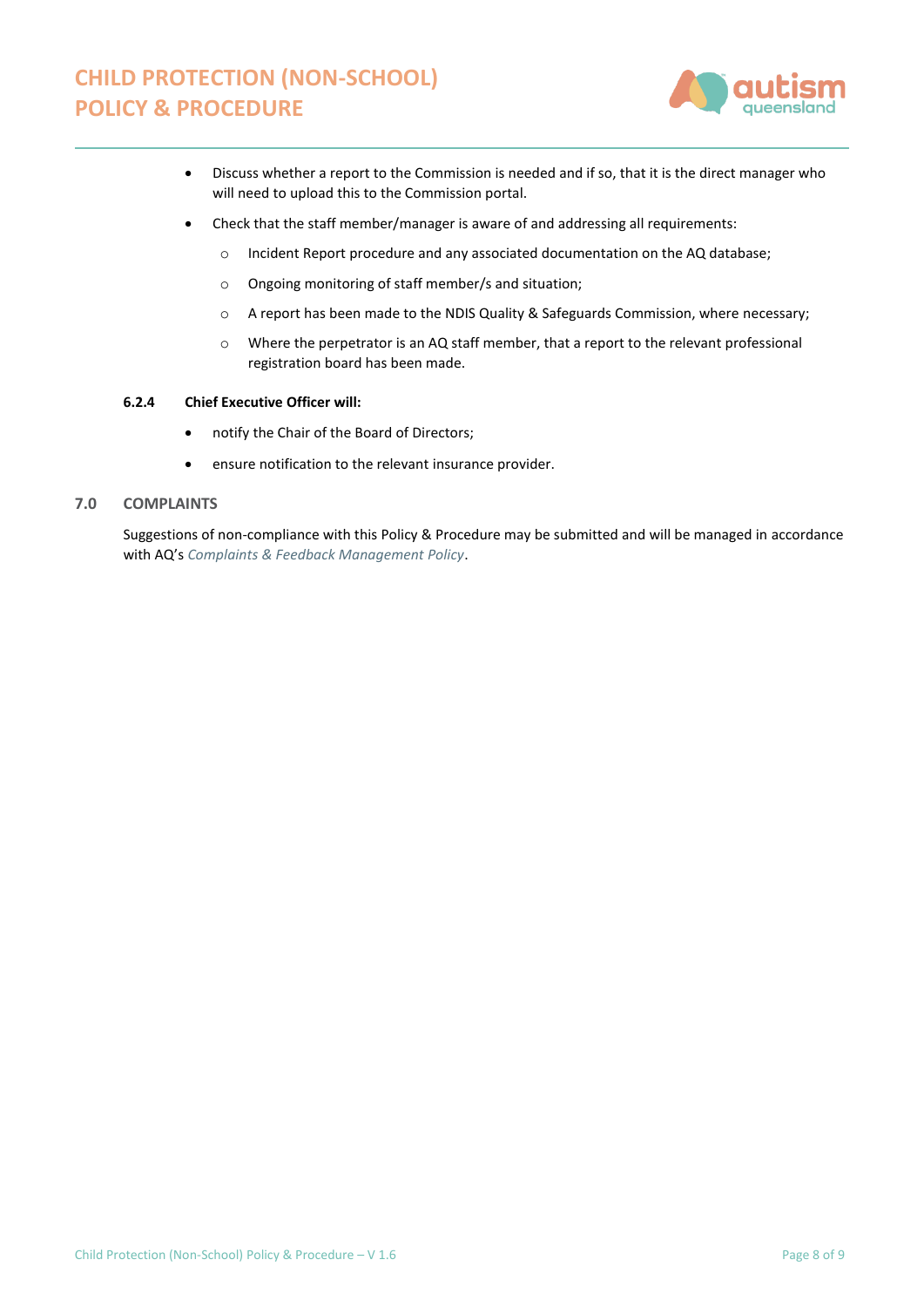- Discuss whether a report to the Commission is needed and if so, that it is the direct manager who will need to upload this to the Commission portal.
- Check that the staff member/manager is aware of and addressing all requirements:
  - Incident Report procedure and any associated documentation on the AQ database;
  - Ongoing monitoring of staff member/s and situation;
  - A report has been made to the NDIS Quality & Safeguards Commission, where necessary;
  - Where the perpetrator is an AQ staff member, that a report to the relevant professional registration board has been made.

#### 6.2.4 Chief Executive Officer will:

- notify the Chair of the Board of Directors;
- ensure notification to the relevant insurance provider.

## 7.0 COMPLAINTS

Suggestions of non-compliance with this Policy & Procedure may be submitted and will be managed in accordance with AQ's *Complaints & Feedback Management Policy*.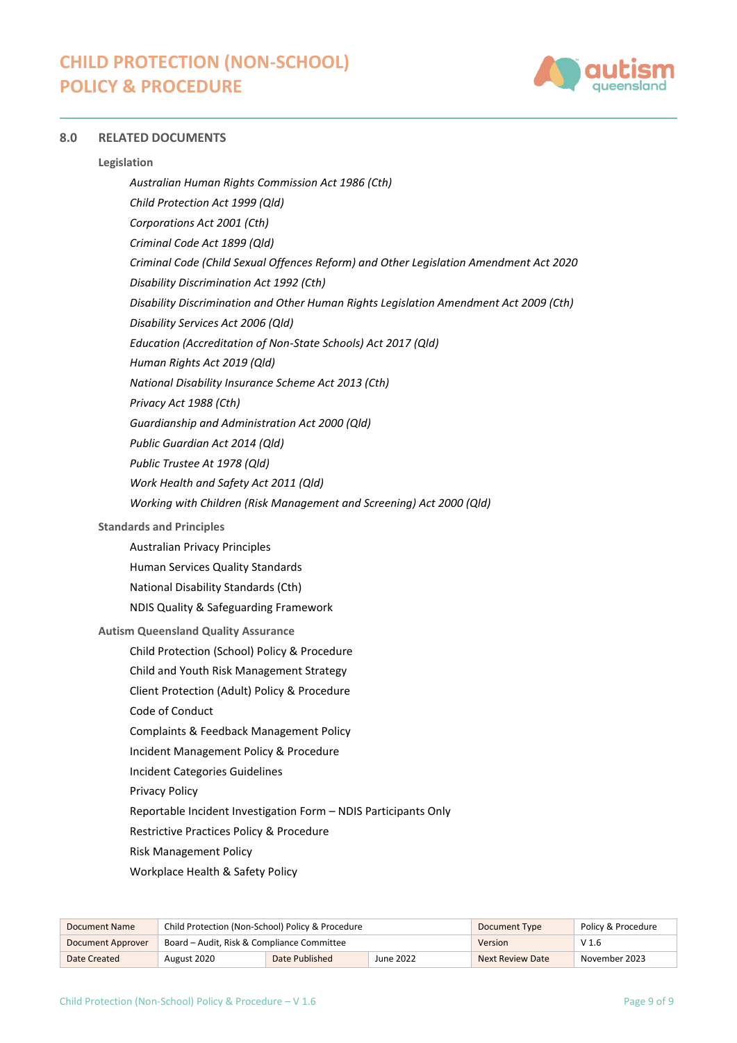## 8.0 RELATED DOCUMENTS

**Legislation**

*Australian Human Rights Commission Act 1986 (Cth)*
*Child Protection Act 1999 (Qld)*
*Corporations Act 2001 (Cth)*
*Criminal Code Act 1899 (Qld)*
*Criminal Code (Child Sexual Offences Reform) and Other Legislation Amendment Act 2020*
*Disability Discrimination Act 1992 (Cth)*
*Disability Discrimination and Other Human Rights Legislation Amendment Act 2009 (Cth)*
*Disability Services Act 2006 (Qld)*
*Education (Accreditation of Non-State Schools) Act 2017 (Qld)*
*Human Rights Act 2019 (Qld)*
*National Disability Insurance Scheme Act 2013 (Cth)*
*Privacy Act 1988 (Cth)*
*Guardianship and Administration Act 2000 (Qld)*
*Public Guardian Act 2014 (Qld)*
*Public Trustee At 1978 (Qld)*
*Work Health and Safety Act 2011 (Qld)*
*Working with Children (Risk Management and Screening) Act 2000 (Qld)*

**Standards and Principles**

Australian Privacy Principles
Human Services Quality Standards
National Disability Standards (Cth)
NDIS Quality & Safeguarding Framework

**Autism Queensland Quality Assurance**

Child Protection (School) Policy & Procedure
Child and Youth Risk Management Strategy
Client Protection (Adult) Policy & Procedure
Code of Conduct
Complaints & Feedback Management Policy
Incident Management Policy & Procedure
Incident Categories Guidelines
Privacy Policy
Reportable Incident Investigation Form – NDIS Participants Only
Restrictive Practices Policy & Procedure
Risk Management Policy
Workplace Health & Safety Policy

| | | | | | |
|---|---|---|---|---|---|
| Document Name | Child Protection (Non-School) Policy & Procedure | | | Document Type | Policy & Procedure |
| Document Approver | Board – Audit, Risk & Compliance Committee | | | Version | V 1.6 |
| Date Created | August 2020 | Date Published | June 2022 | Next Review Date | November 2023 |